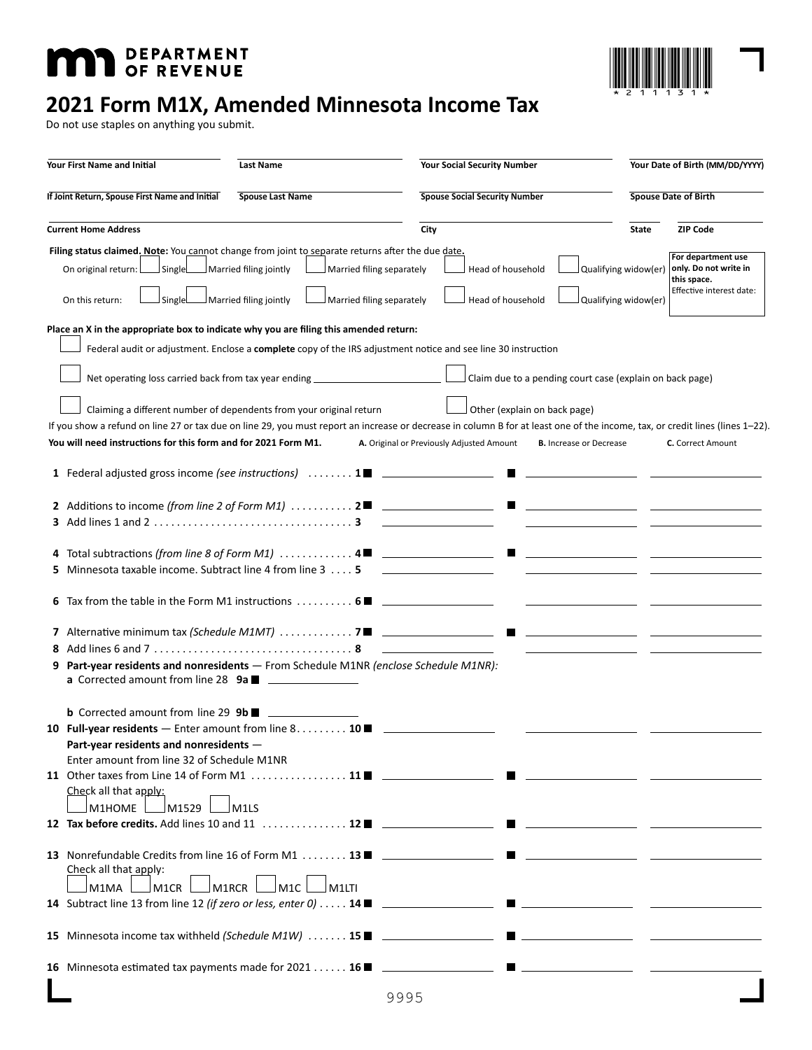# 2021 Form M1X, Amended Minnesota Income Tax

Do not use staples on anything you submit.

| Your First Name and Initial | Last Name | Your Social Security Number | Your Date of Birth (MM/DD/YYYY) |
|---|---|---|---|
| If Joint Return, Spouse First Name and Initial | Spouse Last Name | Spouse Social Security Number | Spouse Date of Birth |
| Current Home Address | City | State | ZIP Code |

**Filing status claimed. Note:** You cannot change from joint to separate returns after the due date.

On original return: ☐ Single ☐ Married filing jointly ☐ Married filing separately ☐ Head of household ☐ Qualifying widow(er)

On this return: ☐ Single ☐ Married filing jointly ☐ Married filing separately ☐ Head of household ☐ Qualifying widow(er)

**For department use only. Do not write in this space.**
Effective interest date:

**Place an X in the appropriate box to indicate why you are filing this amended return:**

☐ Federal audit or adjustment. Enclose a **complete** copy of the IRS adjustment notice and see line 30 instruction

☐ Net operating loss carried back from tax year ending ____________

☐ Claim due to a pending court case (explain on back page)

☐ Claiming a different number of dependents from your original return

☐ Other (explain on back page)

If you show a refund on line 27 or tax due on line 29, you must report an increase or decrease in column B for at least one of the income, tax, or credit lines (lines 1–22).

**You will need instructions for this form and for 2021 Form M1.**

| Line | A. Original or Previously Adjusted Amount | B. Increase or Decrease | C. Correct Amount |
|---|---|---|---|
| **1** Federal adjusted gross income *(see instructions)* . . . . . . . . **1** | | | |
| **2** Additions to income *(from line 2 of Form M1)* . . . . . . . . . . . **2** | | | |
| **3** Add lines 1 and 2 . . . . . . . . . . . . . . . . . . . . . . . . . . . . . . . . . . **3** | | | |
| **4** Total subtractions *(from line 8 of Form M1)* . . . . . . . . . . . . . **4** | | | |
| **5** Minnesota taxable income. Subtract line 4 from line 3 . . . . **5** | | | |
| **6** Tax from the table in the Form M1 instructions . . . . . . . . . . **6** | | | |
| **7** Alternative minimum tax *(Schedule M1MT)* . . . . . . . . . . . . . **7** | | | |
| **8** Add lines 6 and 7 . . . . . . . . . . . . . . . . . . . . . . . . . . . . . . . . . . **8** | | | |
| **9 Part-year residents and nonresidents** — From Schedule M1NR *(enclose Schedule M1NR)*: **a** Corrected amount from line 28 **9a** ____ **b** Corrected amount from line 29 **9b** ____ | | | |
| **10 Full-year residents** — Enter amount from line 8. . . . . . . . . **10** **Part-year residents and nonresidents** — Enter amount from line 32 of Schedule M1NR | | | |
| **11** Other taxes from Line 14 of Form M1 . . . . . . . . . . . . . . . . . **11** Check all that apply: ☐ M1HOME ☐ M1529 ☐ M1LS | | | |
| **12 Tax before credits.** Add lines 10 and 11 . . . . . . . . . . . . . . . **12** | | | |
| **13** Nonrefundable Credits from line 16 of Form M1 . . . . . . . . **13** Check all that apply: ☐ M1MA ☐ M1CR ☐ M1RCR ☐ M1C ☐ M1LTI | | | |
| **14** Subtract line 13 from line 12 *(if zero or less, enter 0)* . . . . . **14** | | | |
| **15** Minnesota income tax withheld *(Schedule M1W)* . . . . . . . **15** | | | |
| **16** Minnesota estimated tax payments made for 2021 . . . . . . **16** | | | |

9995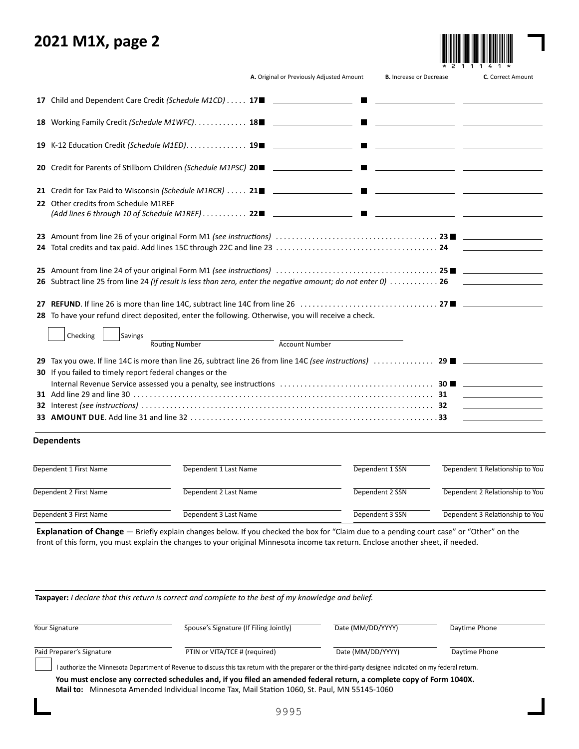# 2021 M1X, page 2

| | A. Original or Previously Adjusted Amount | B. Increase or Decrease | C. Correct Amount |
|---|---|---|---|
| 17 Child and Dependent Care Credit *(Schedule M1CD)* ..... 17 | | | |
| 18 Working Family Credit *(Schedule M1WFC)*............. 18 | | | |
| 19 K-12 Education Credit *(Schedule M1ED)*............... 19 | | | |
| 20 Credit for Parents of Stillborn Children *(Schedule M1PSC)* 20 | | | |
| 21 Credit for Tax Paid to Wisconsin *(Schedule M1RCR)* ..... 21 | | | |
| 22 Other credits from Schedule M1REF *(Add lines 6 through 10 of Schedule M1REF)*........... 22 | | | |

23 Amount from line 26 of your original Form M1 *(see instructions)* ....................................... 23

24 Total credits and tax paid. Add lines 15C through 22C and line 23 ........................................ 24

25 Amount from line 24 of your original Form M1 *(see instructions)* ....................................... 25

26 Subtract line 25 from line 24 *(if result is less than zero, enter the negative amount; do not enter 0)* ............ 26

27 **REFUND**. If line 26 is more than line 14C, subtract line 14C from line 26 ................................. 27

28 To have your refund direct deposited, enter the following. Otherwise, you will receive a check.

☐ Checking ☐ Savings Routing Number _______ Account Number _______

29 Tax you owe. If line 14C is more than line 26, subtract line 26 from line 14C *(see instructions)* ............... 29

30 If you failed to timely report federal changes or the Internal Revenue Service assessed you a penalty, see instructions ..................................... 30

31 Add line 29 and line 30 ........................................................................ 31

32 Interest *(see instructions)* ........................................................................ 32

33 **AMOUNT DUE**. Add line 31 and line 32 ............................................................ 33

**Dependents**

| Dependent 1 First Name | Dependent 1 Last Name | Dependent 1 SSN | Dependent 1 Relationship to You |
|---|---|---|---|
| Dependent 2 First Name | Dependent 2 Last Name | Dependent 2 SSN | Dependent 2 Relationship to You |
| Dependent 3 First Name | Dependent 3 Last Name | Dependent 3 SSN | Dependent 3 Relationship to You |

**Explanation of Change** — Briefly explain changes below. If you checked the box for "Claim due to a pending court case" or "Other" on the front of this form, you must explain the changes to your original Minnesota income tax return. Enclose another sheet, if needed.

**Taxpayer:** *I declare that this return is correct and complete to the best of my knowledge and belief.*

| Your Signature | Spouse's Signature (If Filing Jointly) | Date (MM/DD/YYYY) | Daytime Phone |
|---|---|---|---|
| Paid Preparer's Signature | PTIN or VITA/TCE # (required) | Date (MM/DD/YYYY) | Daytime Phone |

☐ I authorize the Minnesota Department of Revenue to discuss this tax return with the preparer or the third-party designee indicated on my federal return.

**You must enclose any corrected schedules and, if you filed an amended federal return, a complete copy of Form 1040X.**

**Mail to:** Minnesota Amended Individual Income Tax, Mail Station 1060, St. Paul, MN 55145-1060

9995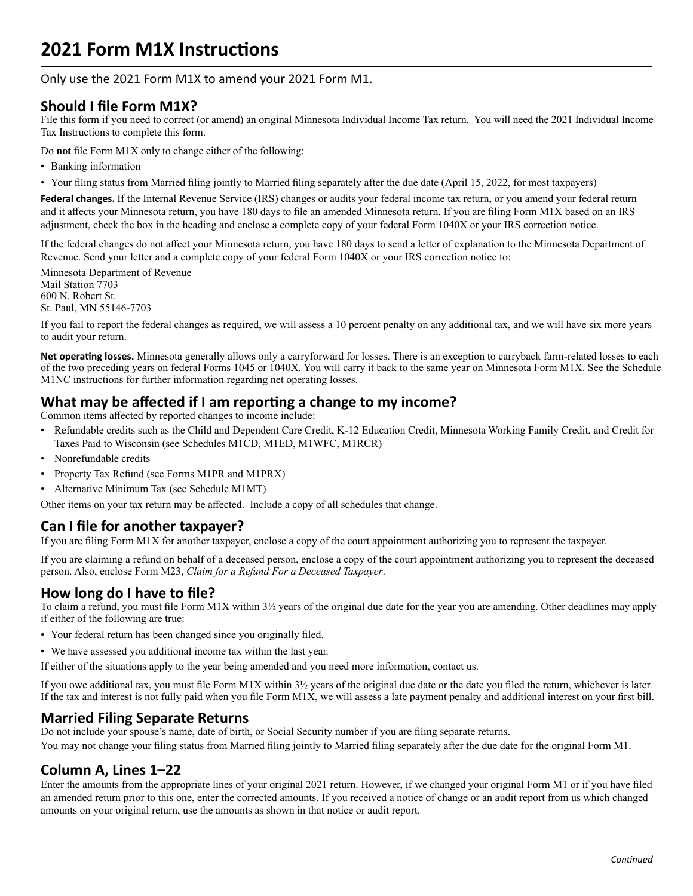# 2021 Form M1X Instructions

Only use the 2021 Form M1X to amend your 2021 Form M1.

## Should I file Form M1X?

File this form if you need to correct (or amend) an original Minnesota Individual Income Tax return. You will need the 2021 Individual Income Tax Instructions to complete this form.

Do **not** file Form M1X only to change either of the following:

- Banking information
- Your filing status from Married filing jointly to Married filing separately after the due date (April 15, 2022, for most taxpayers)

**Federal changes.** If the Internal Revenue Service (IRS) changes or audits your federal income tax return, or you amend your federal return and it affects your Minnesota return, you have 180 days to file an amended Minnesota return. If you are filing Form M1X based on an IRS adjustment, check the box in the heading and enclose a complete copy of your federal Form 1040X or your IRS correction notice.

If the federal changes do not affect your Minnesota return, you have 180 days to send a letter of explanation to the Minnesota Department of Revenue. Send your letter and a complete copy of your federal Form 1040X or your IRS correction notice to:

Minnesota Department of Revenue
Mail Station 7703
600 N. Robert St.
St. Paul, MN 55146-7703

If you fail to report the federal changes as required, we will assess a 10 percent penalty on any additional tax, and we will have six more years to audit your return.

**Net operating losses.** Minnesota generally allows only a carryforward for losses. There is an exception to carryback farm-related losses to each of the two preceding years on federal Forms 1045 or 1040X. You will carry it back to the same year on Minnesota Form M1X. See the Schedule M1NC instructions for further information regarding net operating losses.

## What may be affected if I am reporting a change to my income?

Common items affected by reported changes to income include:

- Refundable credits such as the Child and Dependent Care Credit, K-12 Education Credit, Minnesota Working Family Credit, and Credit for Taxes Paid to Wisconsin (see Schedules M1CD, M1ED, M1WFC, M1RCR)
- Nonrefundable credits
- Property Tax Refund (see Forms M1PR and M1PRX)
- Alternative Minimum Tax (see Schedule M1MT)

Other items on your tax return may be affected. Include a copy of all schedules that change.

## Can I file for another taxpayer?

If you are filing Form M1X for another taxpayer, enclose a copy of the court appointment authorizing you to represent the taxpayer.

If you are claiming a refund on behalf of a deceased person, enclose a copy of the court appointment authorizing you to represent the deceased person. Also, enclose Form M23, *Claim for a Refund For a Deceased Taxpayer*.

## How long do I have to file?

To claim a refund, you must file Form M1X within 3½ years of the original due date for the year you are amending. Other deadlines may apply if either of the following are true:

- Your federal return has been changed since you originally filed.
- We have assessed you additional income tax within the last year.

If either of the situations apply to the year being amended and you need more information, contact us.

If you owe additional tax, you must file Form M1X within 3½ years of the original due date or the date you filed the return, whichever is later. If the tax and interest is not fully paid when you file Form M1X, we will assess a late payment penalty and additional interest on your first bill.

## Married Filing Separate Returns

Do not include your spouse's name, date of birth, or Social Security number if you are filing separate returns.

You may not change your filing status from Married filing jointly to Married filing separately after the due date for the original Form M1.

## Column A, Lines 1–22

Enter the amounts from the appropriate lines of your original 2021 return. However, if we changed your original Form M1 or if you have filed an amended return prior to this one, enter the corrected amounts. If you received a notice of change or an audit report from us which changed amounts on your original return, use the amounts as shown in that notice or audit report.

*Continued*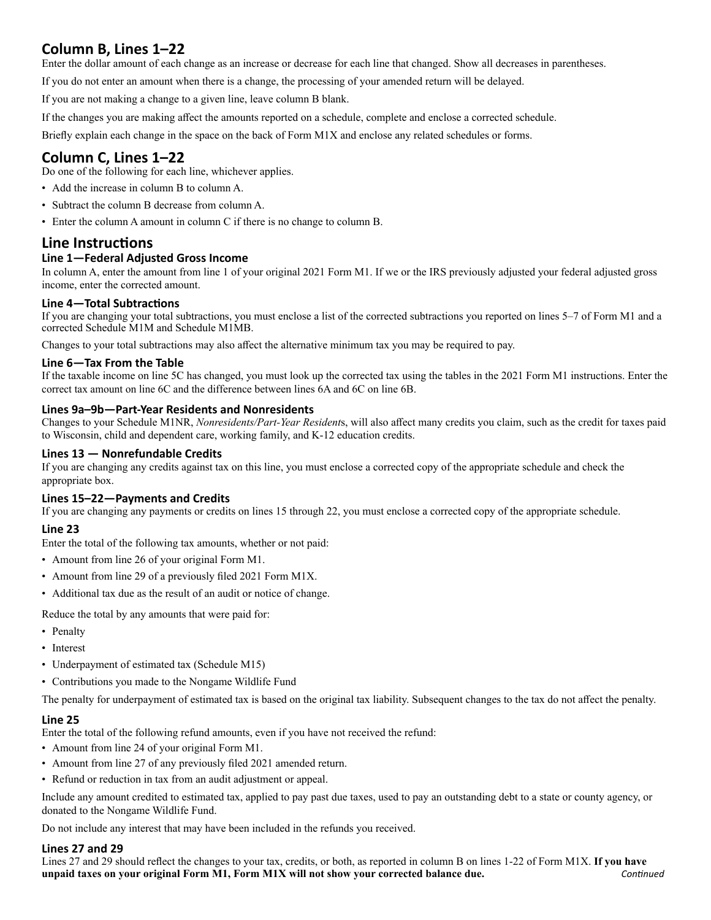## Column B, Lines 1–22

Enter the dollar amount of each change as an increase or decrease for each line that changed. Show all decreases in parentheses.

If you do not enter an amount when there is a change, the processing of your amended return will be delayed.

If you are not making a change to a given line, leave column B blank.

If the changes you are making affect the amounts reported on a schedule, complete and enclose a corrected schedule.

Briefly explain each change in the space on the back of Form M1X and enclose any related schedules or forms.

## Column C, Lines 1–22

Do one of the following for each line, whichever applies.

- Add the increase in column B to column A.
- Subtract the column B decrease from column A.
- Enter the column A amount in column C if there is no change to column B.

## Line Instructions

### Line 1—Federal Adjusted Gross Income

In column A, enter the amount from line 1 of your original 2021 Form M1. If we or the IRS previously adjusted your federal adjusted gross income, enter the corrected amount.

### Line 4—Total Subtractions

If you are changing your total subtractions, you must enclose a list of the corrected subtractions you reported on lines 5–7 of Form M1 and a corrected Schedule M1M and Schedule M1MB.

Changes to your total subtractions may also affect the alternative minimum tax you may be required to pay.

### Line 6—Tax From the Table

If the taxable income on line 5C has changed, you must look up the corrected tax using the tables in the 2021 Form M1 instructions. Enter the correct tax amount on line 6C and the difference between lines 6A and 6C on line 6B.

### Lines 9a–9b—Part-Year Residents and Nonresidents

Changes to your Schedule M1NR, *Nonresidents/Part-Year Residents*, will also affect many credits you claim, such as the credit for taxes paid to Wisconsin, child and dependent care, working family, and K-12 education credits.

### Lines 13 — Nonrefundable Credits

If you are changing any credits against tax on this line, you must enclose a corrected copy of the appropriate schedule and check the appropriate box.

### Lines 15–22—Payments and Credits

If you are changing any payments or credits on lines 15 through 22, you must enclose a corrected copy of the appropriate schedule.

### Line 23

Enter the total of the following tax amounts, whether or not paid:

- Amount from line 26 of your original Form M1.
- Amount from line 29 of a previously filed 2021 Form M1X.
- Additional tax due as the result of an audit or notice of change.

Reduce the total by any amounts that were paid for:

- Penalty
- Interest
- Underpayment of estimated tax (Schedule M15)
- Contributions you made to the Nongame Wildlife Fund

The penalty for underpayment of estimated tax is based on the original tax liability. Subsequent changes to the tax do not affect the penalty.

### Line 25

Enter the total of the following refund amounts, even if you have not received the refund:

- Amount from line 24 of your original Form M1.
- Amount from line 27 of any previously filed 2021 amended return.
- Refund or reduction in tax from an audit adjustment or appeal.

Include any amount credited to estimated tax, applied to pay past due taxes, used to pay an outstanding debt to a state or county agency, or donated to the Nongame Wildlife Fund.

Do not include any interest that may have been included in the refunds you received.

### Lines 27 and 29

Lines 27 and 29 should reflect the changes to your tax, credits, or both, as reported in column B on lines 1-22 of Form M1X. **If you have unpaid taxes on your original Form M1, Form M1X will not show your corrected balance due.**

*Continued*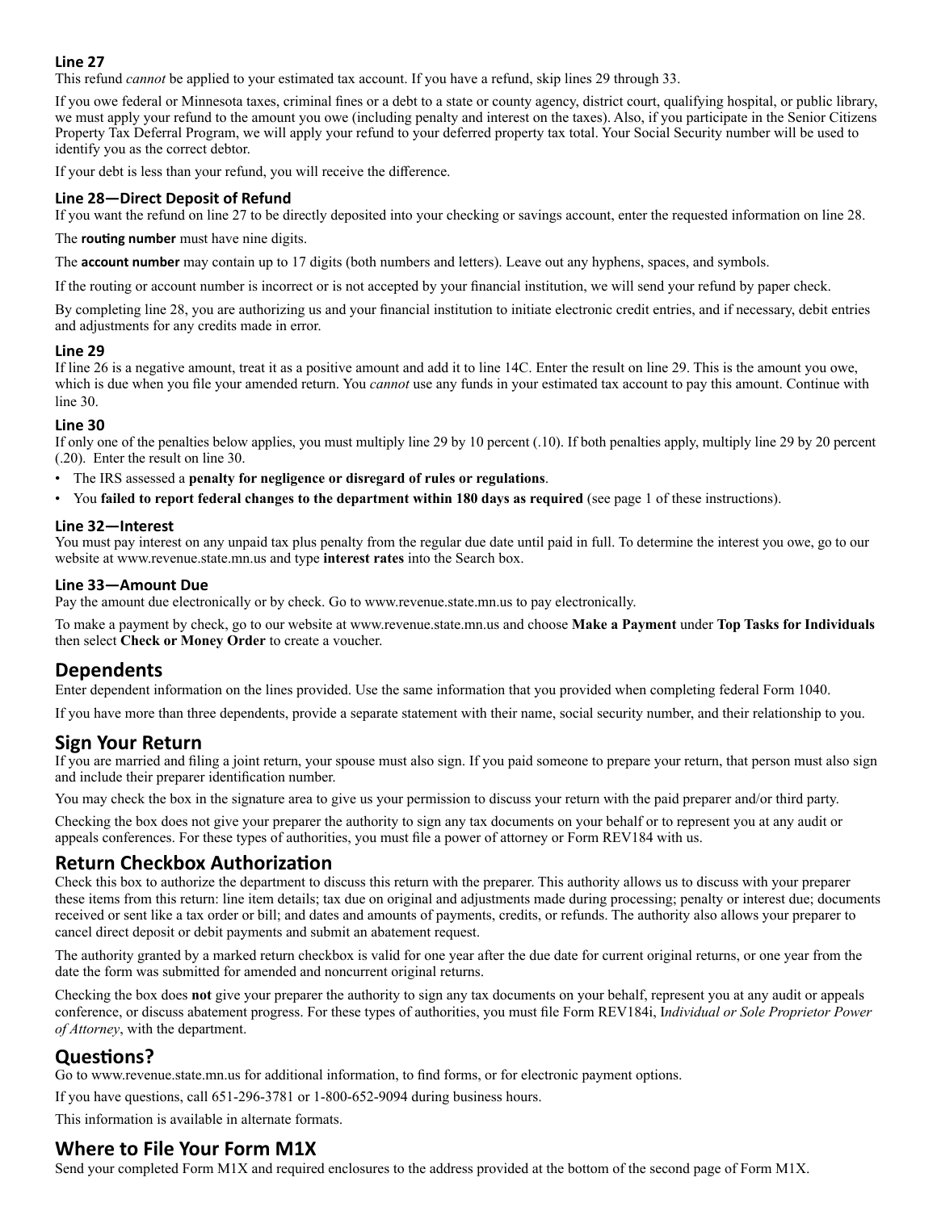### Line 27

This refund *cannot* be applied to your estimated tax account. If you have a refund, skip lines 29 through 33.

If you owe federal or Minnesota taxes, criminal fines or a debt to a state or county agency, district court, qualifying hospital, or public library, we must apply your refund to the amount you owe (including penalty and interest on the taxes). Also, if you participate in the Senior Citizens Property Tax Deferral Program, we will apply your refund to your deferred property tax total. Your Social Security number will be used to identify you as the correct debtor.

If your debt is less than your refund, you will receive the difference.

### Line 28—Direct Deposit of Refund

If you want the refund on line 27 to be directly deposited into your checking or savings account, enter the requested information on line 28.

The **routing number** must have nine digits.

The **account number** may contain up to 17 digits (both numbers and letters). Leave out any hyphens, spaces, and symbols.

If the routing or account number is incorrect or is not accepted by your financial institution, we will send your refund by paper check.

By completing line 28, you are authorizing us and your financial institution to initiate electronic credit entries, and if necessary, debit entries and adjustments for any credits made in error.

### Line 29

If line 26 is a negative amount, treat it as a positive amount and add it to line 14C. Enter the result on line 29. This is the amount you owe, which is due when you file your amended return. You *cannot* use any funds in your estimated tax account to pay this amount. Continue with line 30.

### Line 30

If only one of the penalties below applies, you must multiply line 29 by 10 percent (.10). If both penalties apply, multiply line 29 by 20 percent (.20). Enter the result on line 30.

- The IRS assessed a **penalty for negligence or disregard of rules or regulations**.
- You **failed to report federal changes to the department within 180 days as required** (see page 1 of these instructions).

### Line 32—Interest

You must pay interest on any unpaid tax plus penalty from the regular due date until paid in full. To determine the interest you owe, go to our website at www.revenue.state.mn.us and type **interest rates** into the Search box.

### Line 33—Amount Due

Pay the amount due electronically or by check. Go to www.revenue.state.mn.us to pay electronically.

To make a payment by check, go to our website at www.revenue.state.mn.us and choose **Make a Payment** under **Top Tasks for Individuals** then select **Check or Money Order** to create a voucher.

## Dependents

Enter dependent information on the lines provided. Use the same information that you provided when completing federal Form 1040.

If you have more than three dependents, provide a separate statement with their name, social security number, and their relationship to you.

## Sign Your Return

If you are married and filing a joint return, your spouse must also sign. If you paid someone to prepare your return, that person must also sign and include their preparer identification number.

You may check the box in the signature area to give us your permission to discuss your return with the paid preparer and/or third party.

Checking the box does not give your preparer the authority to sign any tax documents on your behalf or to represent you at any audit or appeals conferences. For these types of authorities, you must file a power of attorney or Form REV184 with us.

## Return Checkbox Authorization

Check this box to authorize the department to discuss this return with the preparer. This authority allows us to discuss with your preparer these items from this return: line item details; tax due on original and adjustments made during processing; penalty or interest due; documents received or sent like a tax order or bill; and dates and amounts of payments, credits, or refunds. The authority also allows your preparer to cancel direct deposit or debit payments and submit an abatement request.

The authority granted by a marked return checkbox is valid for one year after the due date for current original returns, or one year from the date the form was submitted for amended and noncurrent original returns.

Checking the box does **not** give your preparer the authority to sign any tax documents on your behalf, represent you at any audit or appeals conference, or discuss abatement progress. For these types of authorities, you must file Form REV184i, I*ndividual or Sole Proprietor Power of Attorney*, with the department.

## Questions?

Go to www.revenue.state.mn.us for additional information, to find forms, or for electronic payment options.

If you have questions, call 651-296-3781 or 1-800-652-9094 during business hours.

This information is available in alternate formats.

## Where to File Your Form M1X

Send your completed Form M1X and required enclosures to the address provided at the bottom of the second page of Form M1X.